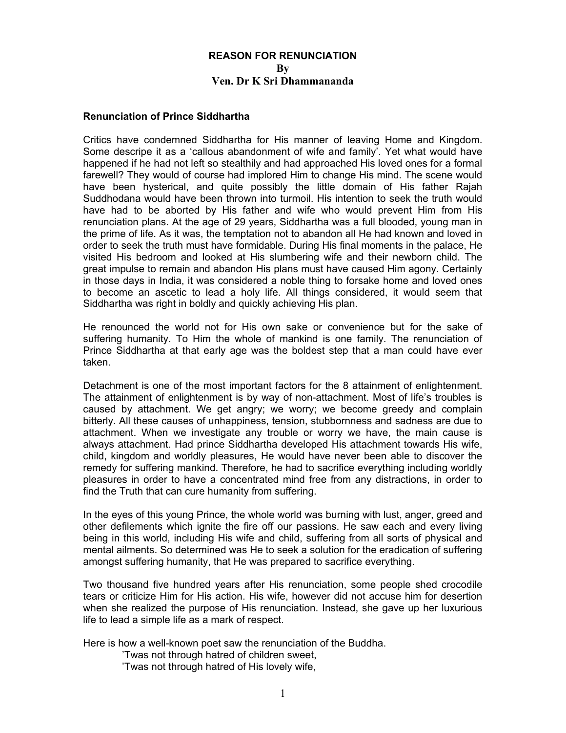**REASON FOR RENUNCIATION**
**By**
**Ven. Dr K Sri Dhammananda**

### Renunciation of Prince Siddhartha

Critics have condemned Siddhartha for His manner of leaving Home and Kingdom. Some descripe it as a 'callous abandonment of wife and family'. Yet what would have happened if he had not left so stealthily and had approached His loved ones for a formal farewell? They would of course had implored Him to change His mind. The scene would have been hysterical, and quite possibly the little domain of His father Rajah Suddhodana would have been thrown into turmoil. His intention to seek the truth would have had to be aborted by His father and wife who would prevent Him from His renunciation plans. At the age of 29 years, Siddhartha was a full blooded, young man in the prime of life. As it was, the temptation not to abandon all He had known and loved in order to seek the truth must have formidable. During His final moments in the palace, He visited His bedroom and looked at His slumbering wife and their newborn child. The great impulse to remain and abandon His plans must have caused Him agony. Certainly in those days in India, it was considered a noble thing to forsake home and loved ones to become an ascetic to lead a holy life. All things considered, it would seem that Siddhartha was right in boldly and quickly achieving His plan.

He renounced the world not for His own sake or convenience but for the sake of suffering humanity. To Him the whole of mankind is one family. The renunciation of Prince Siddhartha at that early age was the boldest step that a man could have ever taken.

Detachment is one of the most important factors for the 8 attainment of enlightenment. The attainment of enlightenment is by way of non-attachment. Most of life's troubles is caused by attachment. We get angry; we worry; we become greedy and complain bitterly. All these causes of unhappiness, tension, stubbornness and sadness are due to attachment. When we investigate any trouble or worry we have, the main cause is always attachment. Had prince Siddhartha developed His attachment towards His wife, child, kingdom and worldly pleasures, He would have never been able to discover the remedy for suffering mankind. Therefore, he had to sacrifice everything including worldly pleasures in order to have a concentrated mind free from any distractions, in order to find the Truth that can cure humanity from suffering.

In the eyes of this young Prince, the whole world was burning with lust, anger, greed and other defilements which ignite the fire off our passions. He saw each and every living being in this world, including His wife and child, suffering from all sorts of physical and mental ailments. So determined was He to seek a solution for the eradication of suffering amongst suffering humanity, that He was prepared to sacrifice everything.

Two thousand five hundred years after His renunciation, some people shed crocodile tears or criticize Him for His action. His wife, however did not accuse him for desertion when she realized the purpose of His renunciation. Instead, she gave up her luxurious life to lead a simple life as a mark of respect.

Here is how a well-known poet saw the renunciation of the Buddha.

> 'Twas not through hatred of children sweet,
> 'Twas not through hatred of His lovely wife,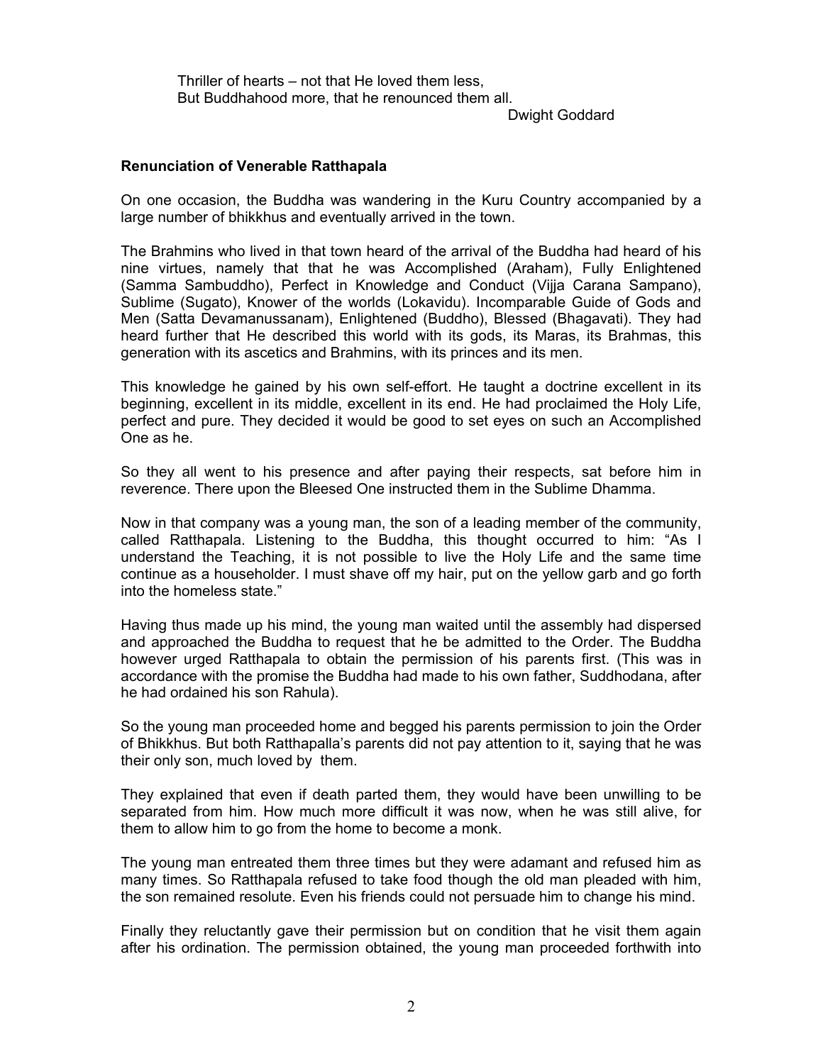Thriller of hearts – not that He loved them less,
But Buddhahood more, that he renounced them all.

Dwight Goddard

**Renunciation of Venerable Ratthapala**

On one occasion, the Buddha was wandering in the Kuru Country accompanied by a large number of bhikkhus and eventually arrived in the town.

The Brahmins who lived in that town heard of the arrival of the Buddha had heard of his nine virtues, namely that that he was Accomplished (Araham), Fully Enlightened (Samma Sambuddho), Perfect in Knowledge and Conduct (Vijja Carana Sampano), Sublime (Sugato), Knower of the worlds (Lokavidu). Incomparable Guide of Gods and Men (Satta Devamanussanam), Enlightened (Buddho), Blessed (Bhagavati). They had heard further that He described this world with its gods, its Maras, its Brahmas, this generation with its ascetics and Brahmins, with its princes and its men.

This knowledge he gained by his own self-effort. He taught a doctrine excellent in its beginning, excellent in its middle, excellent in its end. He had proclaimed the Holy Life, perfect and pure. They decided it would be good to set eyes on such an Accomplished One as he.

So they all went to his presence and after paying their respects, sat before him in reverence. There upon the Bleesed One instructed them in the Sublime Dhamma.

Now in that company was a young man, the son of a leading member of the community, called Ratthapala. Listening to the Buddha, this thought occurred to him: "As I understand the Teaching, it is not possible to live the Holy Life and the same time continue as a householder. I must shave off my hair, put on the yellow garb and go forth into the homeless state."

Having thus made up his mind, the young man waited until the assembly had dispersed and approached the Buddha to request that he be admitted to the Order. The Buddha however urged Ratthapala to obtain the permission of his parents first. (This was in accordance with the promise the Buddha had made to his own father, Suddhodana, after he had ordained his son Rahula).

So the young man proceeded home and begged his parents permission to join the Order of Bhikkhus. But both Ratthapalla's parents did not pay attention to it, saying that he was their only son, much loved by them.

They explained that even if death parted them, they would have been unwilling to be separated from him. How much more difficult it was now, when he was still alive, for them to allow him to go from the home to become a monk.

The young man entreated them three times but they were adamant and refused him as many times. So Ratthapala refused to take food though the old man pleaded with him, the son remained resolute. Even his friends could not persuade him to change his mind.

Finally they reluctantly gave their permission but on condition that he visit them again after his ordination. The permission obtained, the young man proceeded forthwith into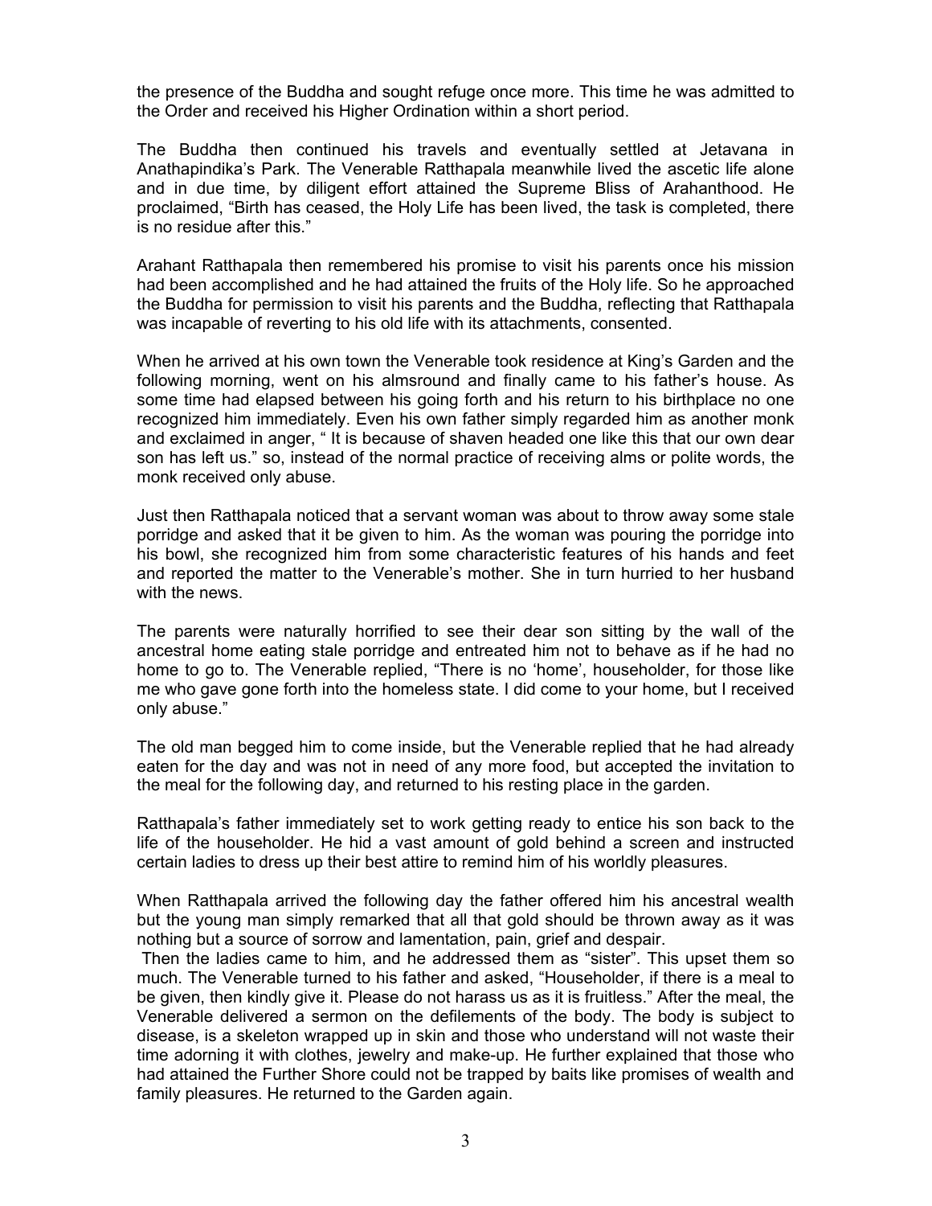the presence of the Buddha and sought refuge once more. This time he was admitted to the Order and received his Higher Ordination within a short period.

The Buddha then continued his travels and eventually settled at Jetavana in Anathapindika's Park. The Venerable Ratthapala meanwhile lived the ascetic life alone and in due time, by diligent effort attained the Supreme Bliss of Arahanthood. He proclaimed, "Birth has ceased, the Holy Life has been lived, the task is completed, there is no residue after this."

Arahant Ratthapala then remembered his promise to visit his parents once his mission had been accomplished and he had attained the fruits of the Holy life. So he approached the Buddha for permission to visit his parents and the Buddha, reflecting that Ratthapala was incapable of reverting to his old life with its attachments, consented.

When he arrived at his own town the Venerable took residence at King's Garden and the following morning, went on his almsround and finally came to his father's house. As some time had elapsed between his going forth and his return to his birthplace no one recognized him immediately. Even his own father simply regarded him as another monk and exclaimed in anger, " It is because of shaven headed one like this that our own dear son has left us." so, instead of the normal practice of receiving alms or polite words, the monk received only abuse.

Just then Ratthapala noticed that a servant woman was about to throw away some stale porridge and asked that it be given to him. As the woman was pouring the porridge into his bowl, she recognized him from some characteristic features of his hands and feet and reported the matter to the Venerable's mother. She in turn hurried to her husband with the news.

The parents were naturally horrified to see their dear son sitting by the wall of the ancestral home eating stale porridge and entreated him not to behave as if he had no home to go to. The Venerable replied, "There is no 'home', householder, for those like me who gave gone forth into the homeless state. I did come to your home, but I received only abuse."

The old man begged him to come inside, but the Venerable replied that he had already eaten for the day and was not in need of any more food, but accepted the invitation to the meal for the following day, and returned to his resting place in the garden.

Ratthapala's father immediately set to work getting ready to entice his son back to the life of the householder. He hid a vast amount of gold behind a screen and instructed certain ladies to dress up their best attire to remind him of his worldly pleasures.

When Ratthapala arrived the following day the father offered him his ancestral wealth but the young man simply remarked that all that gold should be thrown away as it was nothing but a source of sorrow and lamentation, pain, grief and despair.

Then the ladies came to him, and he addressed them as "sister". This upset them so much. The Venerable turned to his father and asked, "Householder, if there is a meal to be given, then kindly give it. Please do not harass us as it is fruitless." After the meal, the Venerable delivered a sermon on the defilements of the body. The body is subject to disease, is a skeleton wrapped up in skin and those who understand will not waste their time adorning it with clothes, jewelry and make-up. He further explained that those who had attained the Further Shore could not be trapped by baits like promises of wealth and family pleasures. He returned to the Garden again.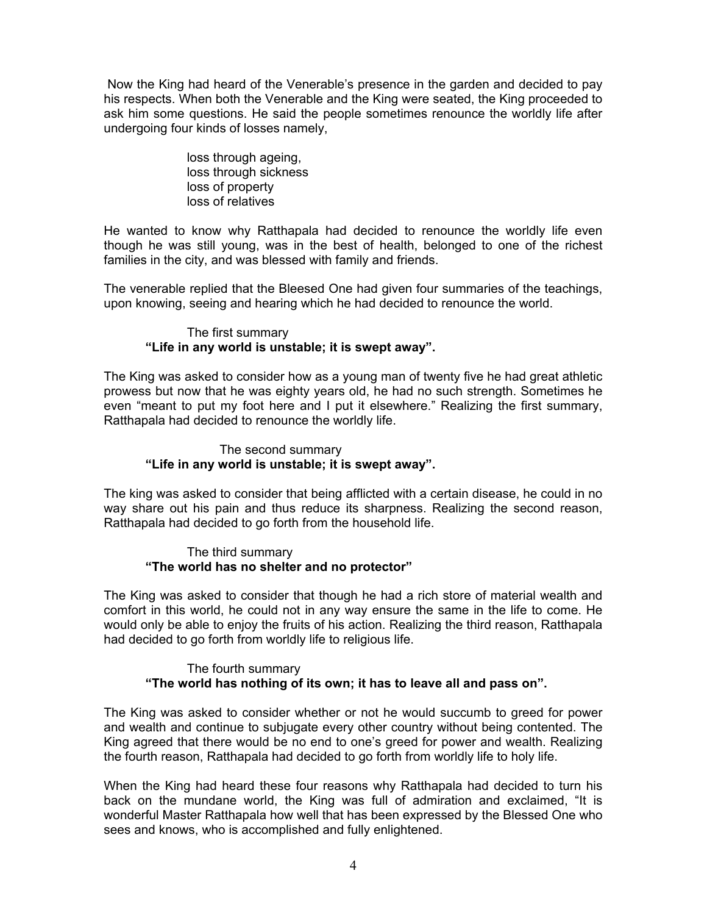Now the King had heard of the Venerable's presence in the garden and decided to pay his respects. When both the Venerable and the King were seated, the King proceeded to ask him some questions. He said the people sometimes renounce the worldly life after undergoing four kinds of losses namely,

loss through ageing,
loss through sickness
loss of property
loss of relatives

He wanted to know why Ratthapala had decided to renounce the worldly life even though he was still young, was in the best of health, belonged to one of the richest families in the city, and was blessed with family and friends.

The venerable replied that the Bleesed One had given four summaries of the teachings, upon knowing, seeing and hearing which he had decided to renounce the world.

The first summary
**"Life in any world is unstable; it is swept away".**

The King was asked to consider how as a young man of twenty five he had great athletic prowess but now that he was eighty years old, he had no such strength. Sometimes he even "meant to put my foot here and I put it elsewhere." Realizing the first summary, Ratthapala had decided to renounce the worldly life.

The second summary
**"Life in any world is unstable; it is swept away".**

The king was asked to consider that being afflicted with a certain disease, he could in no way share out his pain and thus reduce its sharpness. Realizing the second reason, Ratthapala had decided to go forth from the household life.

The third summary
**"The world has no shelter and no protector"**

The King was asked to consider that though he had a rich store of material wealth and comfort in this world, he could not in any way ensure the same in the life to come. He would only be able to enjoy the fruits of his action. Realizing the third reason, Ratthapala had decided to go forth from worldly life to religious life.

The fourth summary
**"The world has nothing of its own; it has to leave all and pass on".**

The King was asked to consider whether or not he would succumb to greed for power and wealth and continue to subjugate every other country without being contented. The King agreed that there would be no end to one's greed for power and wealth. Realizing the fourth reason, Ratthapala had decided to go forth from worldly life to holy life.

When the King had heard these four reasons why Ratthapala had decided to turn his back on the mundane world, the King was full of admiration and exclaimed, "It is wonderful Master Ratthapala how well that has been expressed by the Blessed One who sees and knows, who is accomplished and fully enlightened.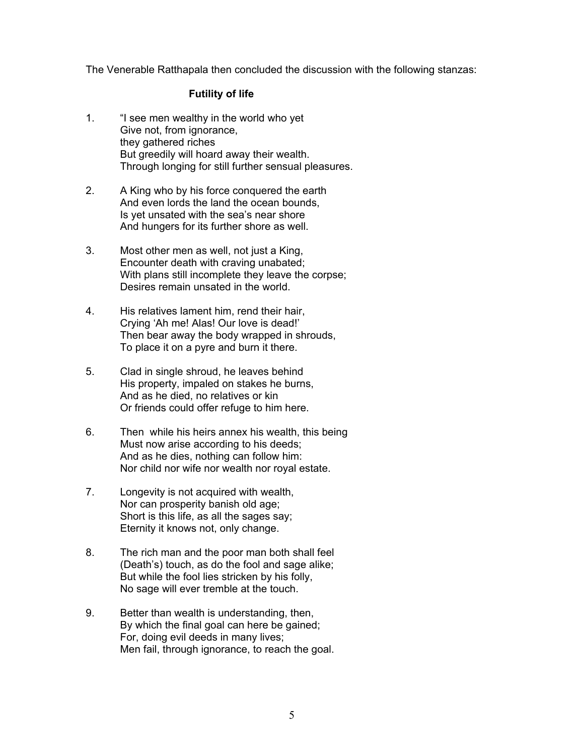The Venerable Ratthapala then concluded the discussion with the following stanzas:

**Futility of life**

1. "I see men wealthy in the world who yet  
Give not, from ignorance,  
they gathered riches  
But greedily will hoard away their wealth.  
Through longing for still further sensual pleasures.

2. A King who by his force conquered the earth  
And even lords the land the ocean bounds,  
Is yet unsated with the sea's near shore  
And hungers for its further shore as well.

3. Most other men as well, not just a King,  
Encounter death with craving unabated;  
With plans still incomplete they leave the corpse;  
Desires remain unsated in the world.

4. His relatives lament him, rend their hair,  
Crying 'Ah me! Alas! Our love is dead!'  
Then bear away the body wrapped in shrouds,  
To place it on a pyre and burn it there.

5. Clad in single shroud, he leaves behind  
His property, impaled on stakes he burns,  
And as he died, no relatives or kin  
Or friends could offer refuge to him here.

6. Then while his heirs annex his wealth, this being  
Must now arise according to his deeds;  
And as he dies, nothing can follow him:  
Nor child nor wife nor wealth nor royal estate.

7. Longevity is not acquired with wealth,  
Nor can prosperity banish old age;  
Short is this life, as all the sages say;  
Eternity it knows not, only change.

8. The rich man and the poor man both shall feel  
(Death's) touch, as do the fool and sage alike;  
But while the fool lies stricken by his folly,  
No sage will ever tremble at the touch.

9. Better than wealth is understanding, then,  
By which the final goal can here be gained;  
For, doing evil deeds in many lives;  
Men fail, through ignorance, to reach the goal.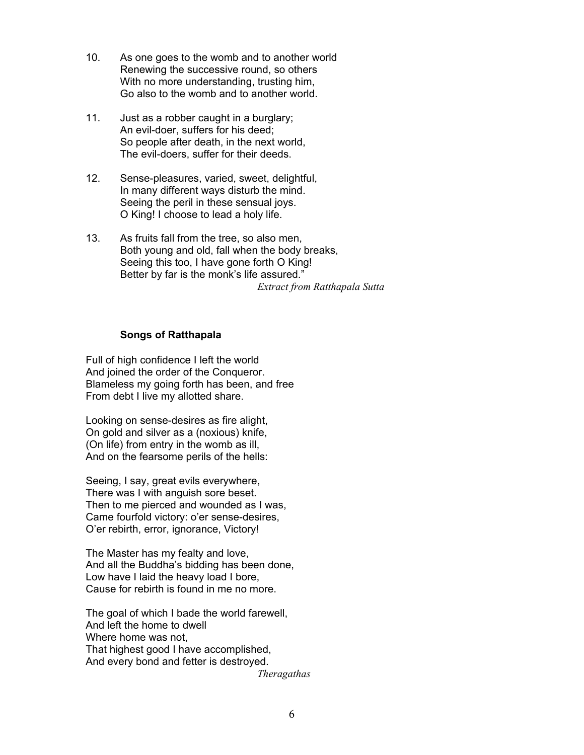10. As one goes to the womb and to another world  
    Renewing the successive round, so others  
    With no more understanding, trusting him,  
    Go also to the womb and to another world.

11. Just as a robber caught in a burglary;  
    An evil-doer, suffers for his deed;  
    So people after death, in the next world,  
    The evil-doers, suffer for their deeds.

12. Sense-pleasures, varied, sweet, delightful,  
    In many different ways disturb the mind.  
    Seeing the peril in these sensual joys.  
    O King! I choose to lead a holy life.

13. As fruits fall from the tree, so also men,  
    Both young and old, fall when the body breaks,  
    Seeing this too, I have gone forth O King!  
    Better by far is the monk's life assured."

*Extract from Ratthapala Sutta*

**Songs of Ratthapala**

Full of high confidence I left the world  
And joined the order of the Conqueror.  
Blameless my going forth has been, and free  
From debt I live my allotted share.

Looking on sense-desires as fire alight,  
On gold and silver as a (noxious) knife,  
(On life) from entry in the womb as ill,  
And on the fearsome perils of the hells:

Seeing, I say, great evils everywhere,  
There was I with anguish sore beset.  
Then to me pierced and wounded as I was,  
Came fourfold victory: o'er sense-desires,  
O'er rebirth, error, ignorance, Victory!

The Master has my fealty and love,  
And all the Buddha's bidding has been done,  
Low have I laid the heavy load I bore,  
Cause for rebirth is found in me no more.

The goal of which I bade the world farewell,  
And left the home to dwell  
Where home was not,  
That highest good I have accomplished,  
And every bond and fetter is destroyed.

*Theragathas*